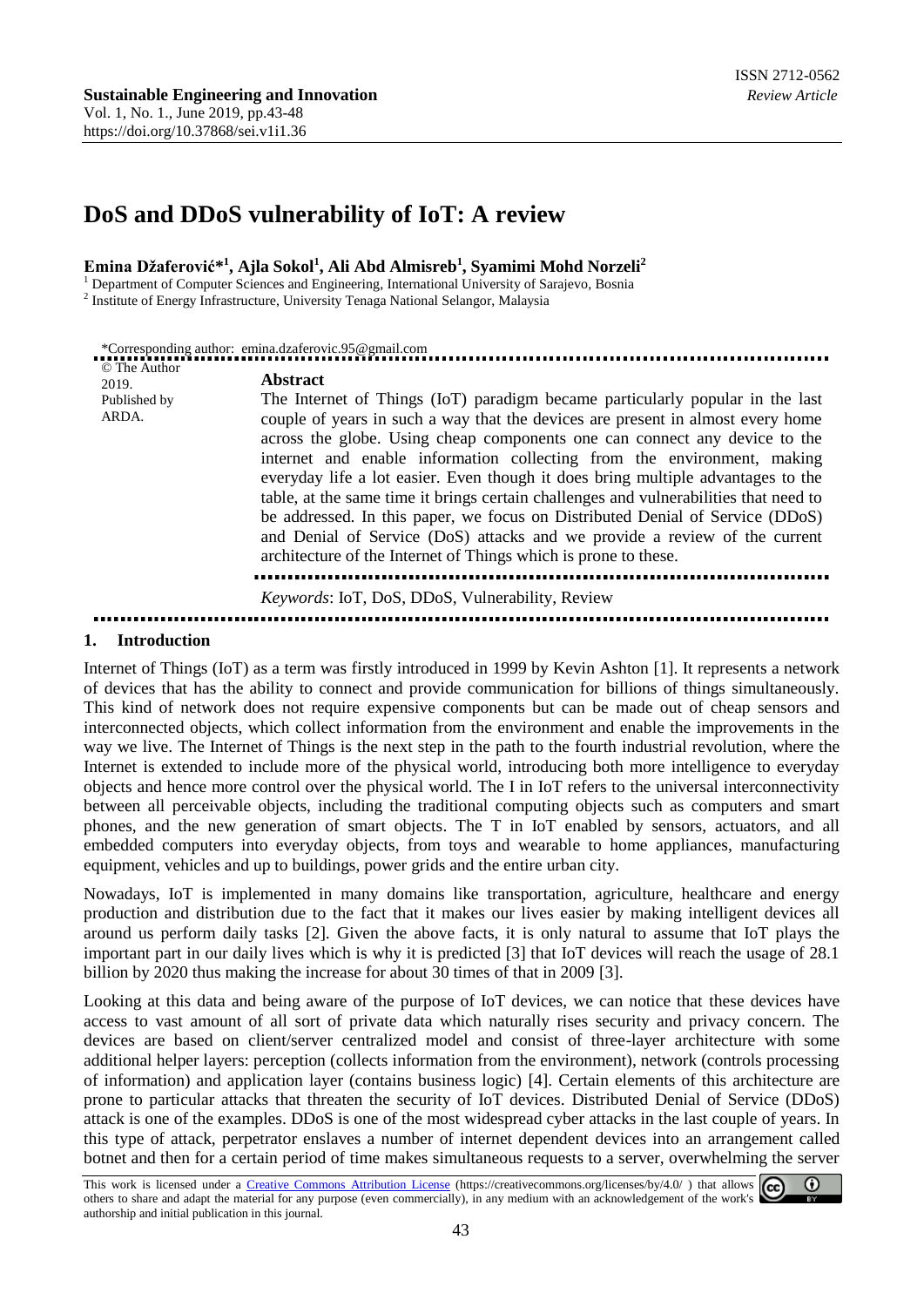ISSN 2712-0562
*Review Article*

**Sustainable Engineering and Innovation**
Vol. 1, No. 1., June 2019, pp.43-48
https://doi.org/10.37868/sei.v1i1.36

# DoS and DDoS vulnerability of IoT: A review

**Emina Džaferović*[1], Ajla Sokol[1], Ali Abd Almisreb[1], Syamimi Mohd Norzeli[2]**

[1] Department of Computer Sciences and Engineering, International University of Sarajevo, Bosnia
[2] Institute of Energy Infrastructure, University Tenaga National Selangor, Malaysia

*Corresponding author: emina.dzaferovic.95@gmail.com

© The Author 2019.
Published by ARDA.

**Abstract**

The Internet of Things (IoT) paradigm became particularly popular in the last couple of years in such a way that the devices are present in almost every home across the globe. Using cheap components one can connect any device to the internet and enable information collecting from the environment, making everyday life a lot easier. Even though it does bring multiple advantages to the table, at the same time it brings certain challenges and vulnerabilities that need to be addressed. In this paper, we focus on Distributed Denial of Service (DDoS) and Denial of Service (DoS) attacks and we provide a review of the current architecture of the Internet of Things which is prone to these.

*Keywords*: IoT, DoS, DDoS, Vulnerability, Review

## 1. Introduction

Internet of Things (IoT) as a term was firstly introduced in 1999 by Kevin Ashton [1]. It represents a network of devices that has the ability to connect and provide communication for billions of things simultaneously. This kind of network does not require expensive components but can be made out of cheap sensors and interconnected objects, which collect information from the environment and enable the improvements in the way we live. The Internet of Things is the next step in the path to the fourth industrial revolution, where the Internet is extended to include more of the physical world, introducing both more intelligence to everyday objects and hence more control over the physical world. The I in IoT refers to the universal interconnectivity between all perceivable objects, including the traditional computing objects such as computers and smart phones, and the new generation of smart objects. The T in IoT enabled by sensors, actuators, and all embedded computers into everyday objects, from toys and wearable to home appliances, manufacturing equipment, vehicles and up to buildings, power grids and the entire urban city.

Nowadays, IoT is implemented in many domains like transportation, agriculture, healthcare and energy production and distribution due to the fact that it makes our lives easier by making intelligent devices all around us perform daily tasks [2]. Given the above facts, it is only natural to assume that IoT plays the important part in our daily lives which is why it is predicted [3] that IoT devices will reach the usage of 28.1 billion by 2020 thus making the increase for about 30 times of that in 2009 [3].

Looking at this data and being aware of the purpose of IoT devices, we can notice that these devices have access to vast amount of all sort of private data which naturally rises security and privacy concern. The devices are based on client/server centralized model and consist of three-layer architecture with some additional helper layers: perception (collects information from the environment), network (controls processing of information) and application layer (contains business logic) [4]. Certain elements of this architecture are prone to particular attacks that threaten the security of IoT devices. Distributed Denial of Service (DDoS) attack is one of the examples. DDoS is one of the most widespread cyber attacks in the last couple of years. In this type of attack, perpetrator enslaves a number of internet dependent devices into an arrangement called botnet and then for a certain period of time makes simultaneous requests to a server, overwhelming the server

This work is licensed under a Creative Commons Attribution License (https://creativecommons.org/licenses/by/4.0/ ) that allows others to share and adapt the material for any purpose (even commercially), in any medium with an acknowledgement of the work's authorship and initial publication in this journal.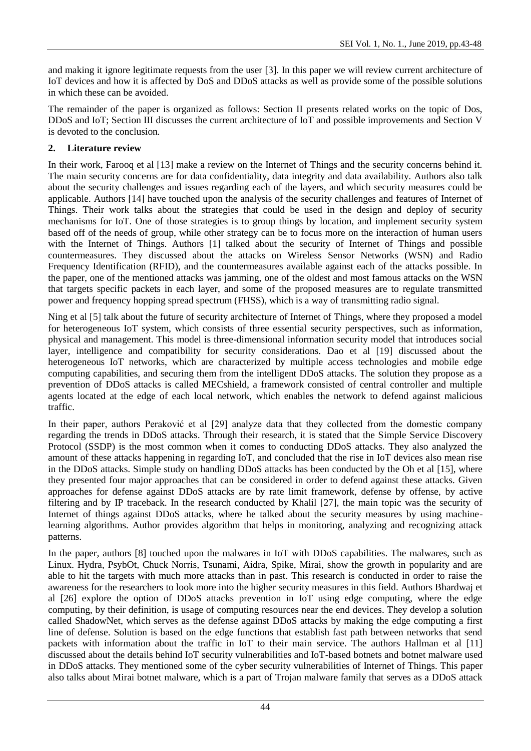and making it ignore legitimate requests from the user [3]. In this paper we will review current architecture of IoT devices and how it is affected by DoS and DDoS attacks as well as provide some of the possible solutions in which these can be avoided.

The remainder of the paper is organized as follows: Section II presents related works on the topic of Dos, DDoS and IoT; Section III discusses the current architecture of IoT and possible improvements and Section V is devoted to the conclusion.

## 2. Literature review

In their work, Farooq et al [13] make a review on the Internet of Things and the security concerns behind it. The main security concerns are for data confidentiality, data integrity and data availability. Authors also talk about the security challenges and issues regarding each of the layers, and which security measures could be applicable. Authors [14] have touched upon the analysis of the security challenges and features of Internet of Things. Their work talks about the strategies that could be used in the design and deploy of security mechanisms for IoT. One of those strategies is to group things by location, and implement security system based off of the needs of group, while other strategy can be to focus more on the interaction of human users with the Internet of Things. Authors [1] talked about the security of Internet of Things and possible countermeasures. They discussed about the attacks on Wireless Sensor Networks (WSN) and Radio Frequency Identification (RFID), and the countermeasures available against each of the attacks possible. In the paper, one of the mentioned attacks was jamming, one of the oldest and most famous attacks on the WSN that targets specific packets in each layer, and some of the proposed measures are to regulate transmitted power and frequency hopping spread spectrum (FHSS), which is a way of transmitting radio signal.

Ning et al [5] talk about the future of security architecture of Internet of Things, where they proposed a model for heterogeneous IoT system, which consists of three essential security perspectives, such as information, physical and management. This model is three-dimensional information security model that introduces social layer, intelligence and compatibility for security considerations. Dao et al [19] discussed about the heterogeneous IoT networks, which are characterized by multiple access technologies and mobile edge computing capabilities, and securing them from the intelligent DDoS attacks. The solution they propose as a prevention of DDoS attacks is called MECshield, a framework consisted of central controller and multiple agents located at the edge of each local network, which enables the network to defend against malicious traffic.

In their paper, authors Peraković et al [29] analyze data that they collected from the domestic company regarding the trends in DDoS attacks. Through their research, it is stated that the Simple Service Discovery Protocol (SSDP) is the most common when it comes to conducting DDoS attacks. They also analyzed the amount of these attacks happening in regarding IoT, and concluded that the rise in IoT devices also mean rise in the DDoS attacks. Simple study on handling DDoS attacks has been conducted by the Oh et al [15], where they presented four major approaches that can be considered in order to defend against these attacks. Given approaches for defense against DDoS attacks are by rate limit framework, defense by offense, by active filtering and by IP traceback. In the research conducted by Khalil [27], the main topic was the security of Internet of things against DDoS attacks, where he talked about the security measures by using machine-learning algorithms. Author provides algorithm that helps in monitoring, analyzing and recognizing attack patterns.

In the paper, authors [8] touched upon the malwares in IoT with DDoS capabilities. The malwares, such as Linux. Hydra, PsybOt, Chuck Norris, Tsunami, Aidra, Spike, Mirai, show the growth in popularity and are able to hit the targets with much more attacks than in past. This research is conducted in order to raise the awareness for the researchers to look more into the higher security measures in this field. Authors Bhardwaj et al [26] explore the option of DDoS attacks prevention in IoT using edge computing, where the edge computing, by their definition, is usage of computing resources near the end devices. They develop a solution called ShadowNet, which serves as the defense against DDoS attacks by making the edge computing a first line of defense. Solution is based on the edge functions that establish fast path between networks that send packets with information about the traffic in IoT to their main service. The authors Hallman et al [11] discussed about the details behind IoT security vulnerabilities and IoT-based botnets and botnet malware used in DDoS attacks. They mentioned some of the cyber security vulnerabilities of Internet of Things. This paper also talks about Mirai botnet malware, which is a part of Trojan malware family that serves as a DDoS attack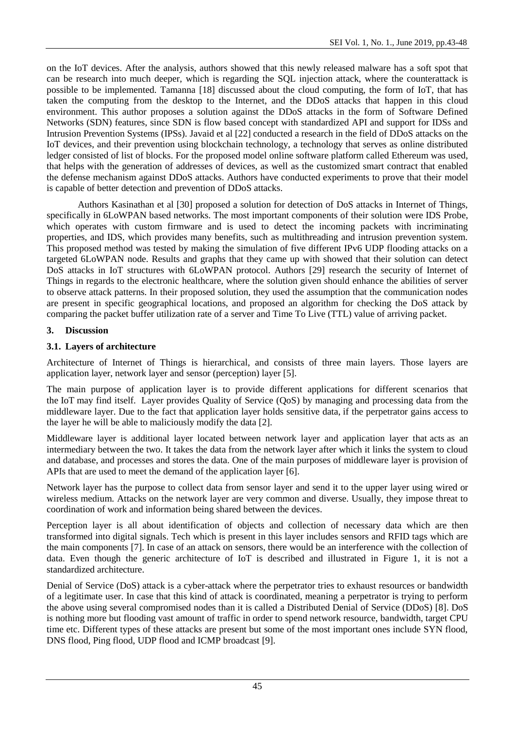on the IoT devices. After the analysis, authors showed that this newly released malware has a soft spot that can be research into much deeper, which is regarding the SQL injection attack, where the counterattack is possible to be implemented. Tamanna [18] discussed about the cloud computing, the form of IoT, that has taken the computing from the desktop to the Internet, and the DDoS attacks that happen in this cloud environment. This author proposes a solution against the DDoS attacks in the form of Software Defined Networks (SDN) features, since SDN is flow based concept with standardized API and support for IDSs and Intrusion Prevention Systems (IPSs). Javaid et al [22] conducted a research in the field of DDoS attacks on the IoT devices, and their prevention using blockchain technology, a technology that serves as online distributed ledger consisted of list of blocks. For the proposed model online software platform called Ethereum was used, that helps with the generation of addresses of devices, as well as the customized smart contract that enabled the defense mechanism against DDoS attacks. Authors have conducted experiments to prove that their model is capable of better detection and prevention of DDoS attacks.

Authors Kasinathan et al [30] proposed a solution for detection of DoS attacks in Internet of Things, specifically in 6LoWPAN based networks. The most important components of their solution were IDS Probe, which operates with custom firmware and is used to detect the incoming packets with incriminating properties, and IDS, which provides many benefits, such as multithreading and intrusion prevention system. This proposed method was tested by making the simulation of five different IPv6 UDP flooding attacks on a targeted 6LoWPAN node. Results and graphs that they came up with showed that their solution can detect DoS attacks in IoT structures with 6LoWPAN protocol. Authors [29] research the security of Internet of Things in regards to the electronic healthcare, where the solution given should enhance the abilities of server to observe attack patterns. In their proposed solution, they used the assumption that the communication nodes are present in specific geographical locations, and proposed an algorithm for checking the DoS attack by comparing the packet buffer utilization rate of a server and Time To Live (TTL) value of arriving packet.

## 3. Discussion

### 3.1. Layers of architecture

Architecture of Internet of Things is hierarchical, and consists of three main layers. Those layers are application layer, network layer and sensor (perception) layer [5].

The main purpose of application layer is to provide different applications for different scenarios that the IoT may find itself. Layer provides Quality of Service (QoS) by managing and processing data from the middleware layer. Due to the fact that application layer holds sensitive data, if the perpetrator gains access to the layer he will be able to maliciously modify the data [2].

Middleware layer is additional layer located between network layer and application layer that acts as an intermediary between the two. It takes the data from the network layer after which it links the system to cloud and database, and processes and stores the data. One of the main purposes of middleware layer is provision of APIs that are used to meet the demand of the application layer [6].

Network layer has the purpose to collect data from sensor layer and send it to the upper layer using wired or wireless medium. Attacks on the network layer are very common and diverse. Usually, they impose threat to coordination of work and information being shared between the devices.

Perception layer is all about identification of objects and collection of necessary data which are then transformed into digital signals. Tech which is present in this layer includes sensors and RFID tags which are the main components [7]. In case of an attack on sensors, there would be an interference with the collection of data. Even though the generic architecture of IoT is described and illustrated in Figure 1, it is not a standardized architecture.

Denial of Service (DoS) attack is a cyber-attack where the perpetrator tries to exhaust resources or bandwidth of a legitimate user. In case that this kind of attack is coordinated, meaning a perpetrator is trying to perform the above using several compromised nodes than it is called a Distributed Denial of Service (DDoS) [8]. DoS is nothing more but flooding vast amount of traffic in order to spend network resource, bandwidth, target CPU time etc. Different types of these attacks are present but some of the most important ones include SYN flood, DNS flood, Ping flood, UDP flood and ICMP broadcast [9].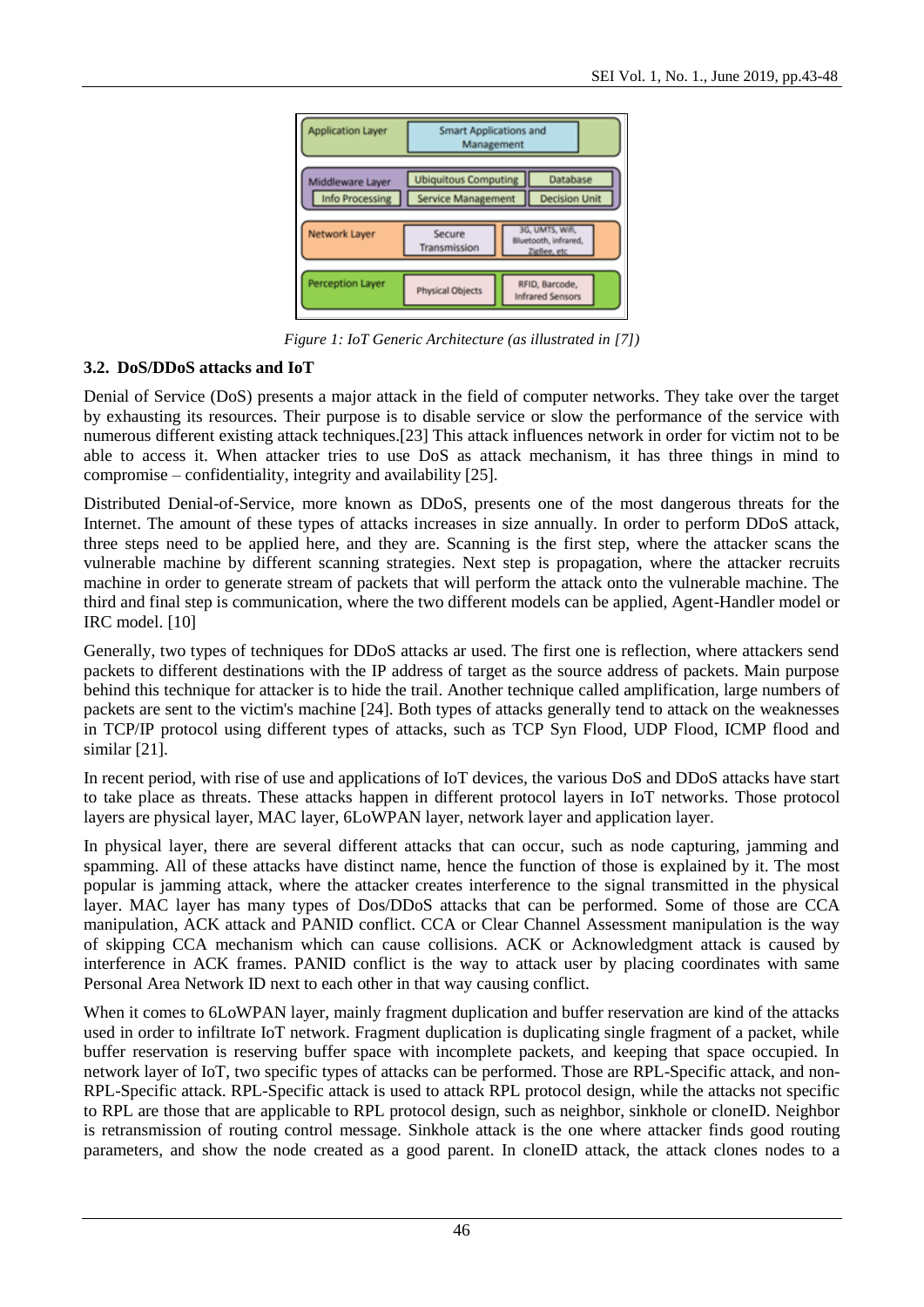| Application Layer | Smart Applications and Management | |
|---|---|---|
| Middleware Layer | Ubiquitous Computing | Database |
| Info Processing | Service Management | Decision Unit |
| Network Layer | Secure Transmission | 3G, UMTS, Wifi, Bluetooth, infrared, ZigBee, etc |
| Perception Layer | Physical Objects | RFID, Barcode, Infrared Sensors |

*Figure 1: IoT Generic Architecture (as illustrated in [7])*

### 3.2. DoS/DDoS attacks and IoT

Denial of Service (DoS) presents a major attack in the field of computer networks. They take over the target by exhausting its resources. Their purpose is to disable service or slow the performance of the service with numerous different existing attack techniques.[23] This attack influences network in order for victim not to be able to access it. When attacker tries to use DoS as attack mechanism, it has three things in mind to compromise – confidentiality, integrity and availability [25].

Distributed Denial-of-Service, more known as DDoS, presents one of the most dangerous threats for the Internet. The amount of these types of attacks increases in size annually. In order to perform DDoS attack, three steps need to be applied here, and they are. Scanning is the first step, where the attacker scans the vulnerable machine by different scanning strategies. Next step is propagation, where the attacker recruits machine in order to generate stream of packets that will perform the attack onto the vulnerable machine. The third and final step is communication, where the two different models can be applied, Agent-Handler model or IRC model. [10]

Generally, two types of techniques for DDoS attacks ar used. The first one is reflection, where attackers send packets to different destinations with the IP address of target as the source address of packets. Main purpose behind this technique for attacker is to hide the trail. Another technique called amplification, large numbers of packets are sent to the victim's machine [24]. Both types of attacks generally tend to attack on the weaknesses in TCP/IP protocol using different types of attacks, such as TCP Syn Flood, UDP Flood, ICMP flood and similar [21].

In recent period, with rise of use and applications of IoT devices, the various DoS and DDoS attacks have start to take place as threats. These attacks happen in different protocol layers in IoT networks. Those protocol layers are physical layer, MAC layer, 6LoWPAN layer, network layer and application layer.

In physical layer, there are several different attacks that can occur, such as node capturing, jamming and spamming. All of these attacks have distinct name, hence the function of those is explained by it. The most popular is jamming attack, where the attacker creates interference to the signal transmitted in the physical layer. MAC layer has many types of Dos/DDoS attacks that can be performed. Some of those are CCA manipulation, ACK attack and PANID conflict. CCA or Clear Channel Assessment manipulation is the way of skipping CCA mechanism which can cause collisions. ACK or Acknowledgment attack is caused by interference in ACK frames. PANID conflict is the way to attack user by placing coordinates with same Personal Area Network ID next to each other in that way causing conflict.

When it comes to 6LoWPAN layer, mainly fragment duplication and buffer reservation are kind of the attacks used in order to infiltrate IoT network. Fragment duplication is duplicating single fragment of a packet, while buffer reservation is reserving buffer space with incomplete packets, and keeping that space occupied. In network layer of IoT, two specific types of attacks can be performed. Those are RPL-Specific attack, and non-RPL-Specific attack. RPL-Specific attack is used to attack RPL protocol design, while the attacks not specific to RPL are those that are applicable to RPL protocol design, such as neighbor, sinkhole or cloneID. Neighbor is retransmission of routing control message. Sinkhole attack is the one where attacker finds good routing parameters, and show the node created as a good parent. In cloneID attack, the attack clones nodes to a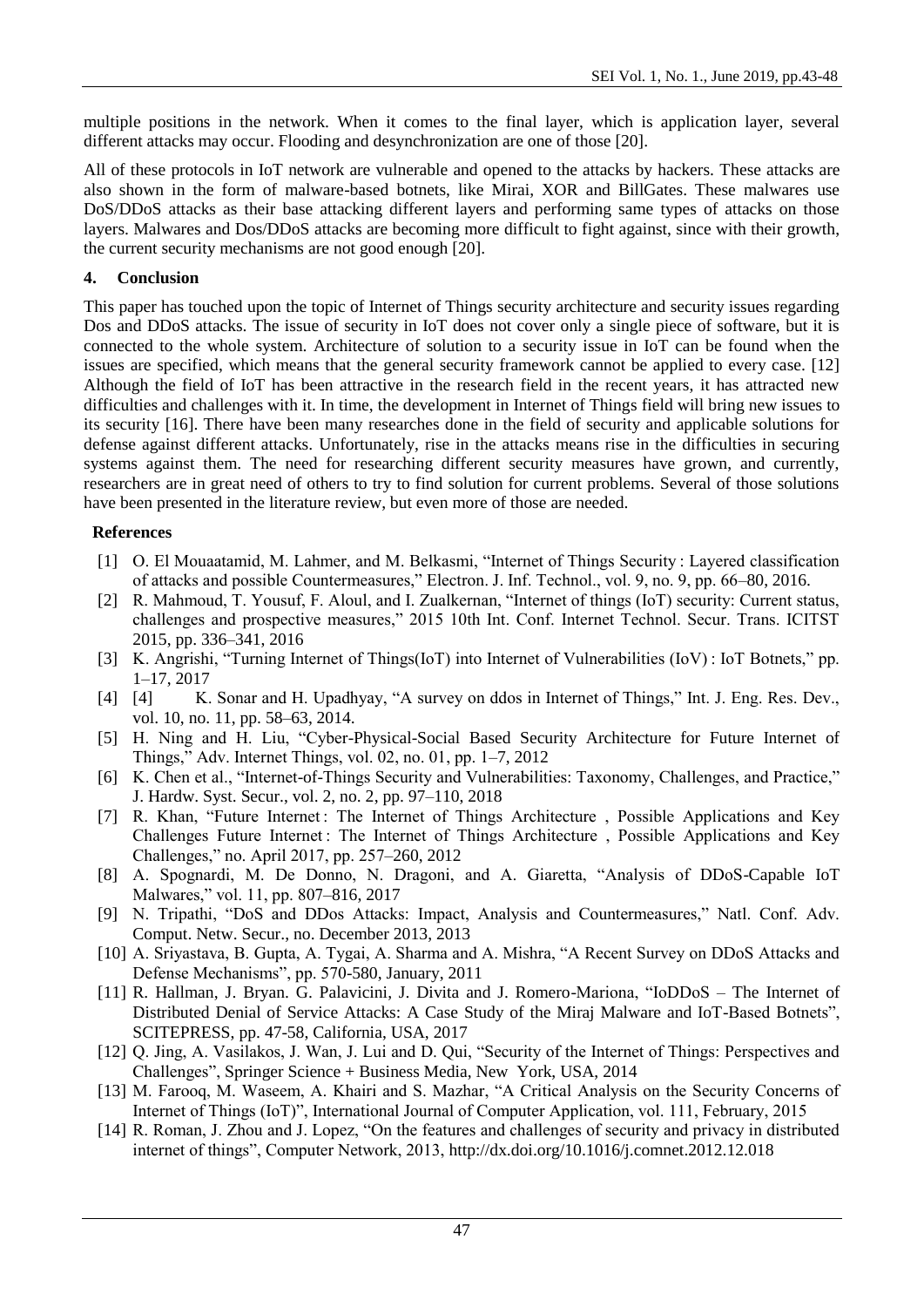multiple positions in the network. When it comes to the final layer, which is application layer, several different attacks may occur. Flooding and desynchronization are one of those [20].

All of these protocols in IoT network are vulnerable and opened to the attacks by hackers. These attacks are also shown in the form of malware-based botnets, like Mirai, XOR and BillGates. These malwares use DoS/DDoS attacks as their base attacking different layers and performing same types of attacks on those layers. Malwares and Dos/DDoS attacks are becoming more difficult to fight against, since with their growth, the current security mechanisms are not good enough [20].

## 4. Conclusion

This paper has touched upon the topic of Internet of Things security architecture and security issues regarding Dos and DDoS attacks. The issue of security in IoT does not cover only a single piece of software, but it is connected to the whole system. Architecture of solution to a security issue in IoT can be found when the issues are specified, which means that the general security framework cannot be applied to every case. [12] Although the field of IoT has been attractive in the research field in the recent years, it has attracted new difficulties and challenges with it. In time, the development in Internet of Things field will bring new issues to its security [16]. There have been many researches done in the field of security and applicable solutions for defense against different attacks. Unfortunately, rise in the attacks means rise in the difficulties in securing systems against them. The need for researching different security measures have grown, and currently, researchers are in great need of others to try to find solution for current problems. Several of those solutions have been presented in the literature review, but even more of those are needed.

## References

[1] O. El Mouaatamid, M. Lahmer, and M. Belkasmi, "Internet of Things Security : Layered classification of attacks and possible Countermeasures," Electron. J. Inf. Technol., vol. 9, no. 9, pp. 66–80, 2016.

[2] R. Mahmoud, T. Yousuf, F. Aloul, and I. Zualkernan, "Internet of things (IoT) security: Current status, challenges and prospective measures," 2015 10th Int. Conf. Internet Technol. Secur. Trans. ICITST 2015, pp. 336–341, 2016

[3] K. Angrishi, "Turning Internet of Things(IoT) into Internet of Vulnerabilities (IoV) : IoT Botnets," pp. 1–17, 2017

[4] [4] K. Sonar and H. Upadhyay, "A survey on ddos in Internet of Things," Int. J. Eng. Res. Dev., vol. 10, no. 11, pp. 58–63, 2014.

[5] H. Ning and H. Liu, "Cyber-Physical-Social Based Security Architecture for Future Internet of Things," Adv. Internet Things, vol. 02, no. 01, pp. 1–7, 2012

[6] K. Chen et al., "Internet-of-Things Security and Vulnerabilities: Taxonomy, Challenges, and Practice," J. Hardw. Syst. Secur., vol. 2, no. 2, pp. 97–110, 2018

[7] R. Khan, "Future Internet : The Internet of Things Architecture , Possible Applications and Key Challenges Future Internet : The Internet of Things Architecture , Possible Applications and Key Challenges," no. April 2017, pp. 257–260, 2012

[8] A. Spognardi, M. De Donno, N. Dragoni, and A. Giaretta, "Analysis of DDoS-Capable IoT Malwares," vol. 11, pp. 807–816, 2017

[9] N. Tripathi, "DoS and DDos Attacks: Impact, Analysis and Countermeasures," Natl. Conf. Adv. Comput. Netw. Secur., no. December 2013, 2013

[10] A. Sriyastava, B. Gupta, A. Tygai, A. Sharma and A. Mishra, "A Recent Survey on DDoS Attacks and Defense Mechanisms", pp. 570-580, January, 2011

[11] R. Hallman, J. Bryan. G. Palavicini, J. Divita and J. Romero-Mariona, "IoDDoS – The Internet of Distributed Denial of Service Attacks: A Case Study of the Miraj Malware and IoT-Based Botnets", SCITEPRESS, pp. 47-58, California, USA, 2017

[12] Q. Jing, A. Vasilakos, J. Wan, J. Lui and D. Qui, "Security of the Internet of Things: Perspectives and Challenges", Springer Science + Business Media, New York, USA, 2014

[13] M. Farooq, M. Waseem, A. Khairi and S. Mazhar, "A Critical Analysis on the Security Concerns of Internet of Things (IoT)", International Journal of Computer Application, vol. 111, February, 2015

[14] R. Roman, J. Zhou and J. Lopez, "On the features and challenges of security and privacy in distributed internet of things", Computer Network, 2013, http://dx.doi.org/10.1016/j.comnet.2012.12.018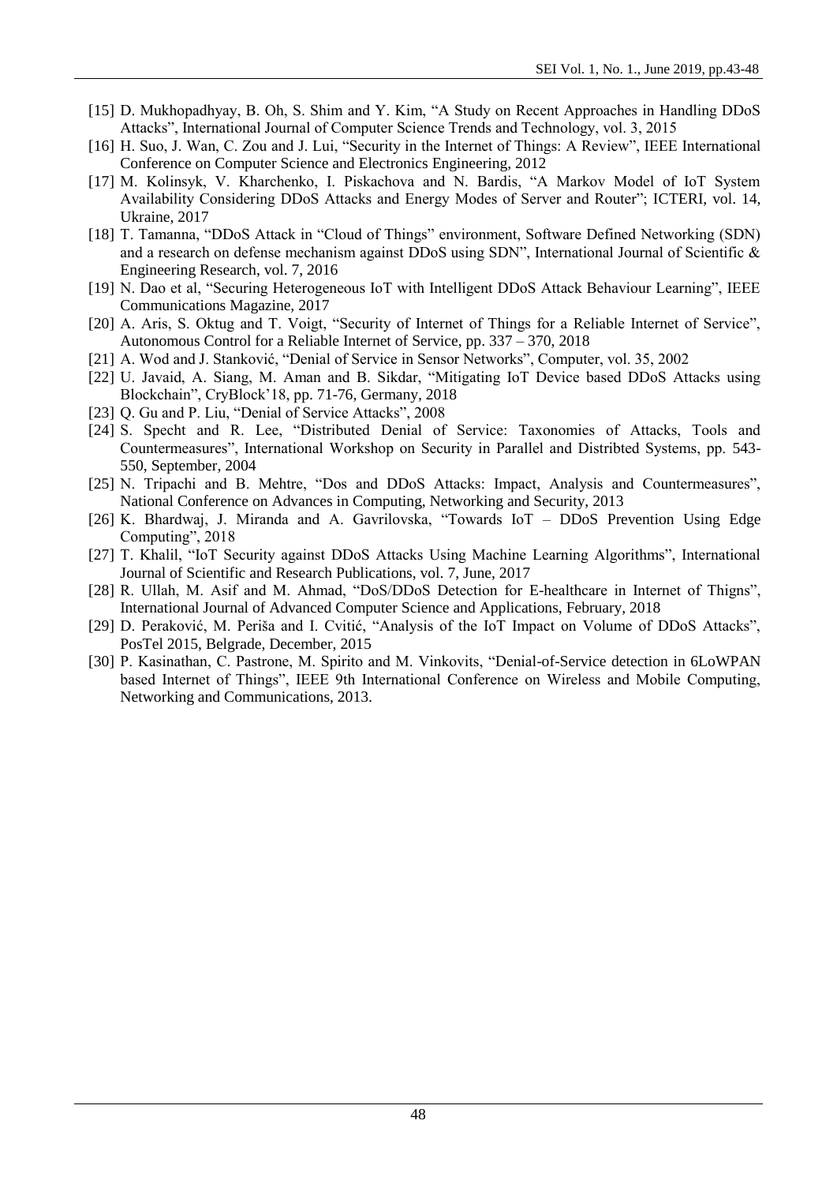[15] D. Mukhopadhyay, B. Oh, S. Shim and Y. Kim, "A Study on Recent Approaches in Handling DDoS Attacks", International Journal of Computer Science Trends and Technology, vol. 3, 2015

[16] H. Suo, J. Wan, C. Zou and J. Lui, "Security in the Internet of Things: A Review", IEEE International Conference on Computer Science and Electronics Engineering, 2012

[17] M. Kolinsyk, V. Kharchenko, I. Piskachova and N. Bardis, "A Markov Model of IoT System Availability Considering DDoS Attacks and Energy Modes of Server and Router"; ICTERI, vol. 14, Ukraine, 2017

[18] T. Tamanna, "DDoS Attack in "Cloud of Things" environment, Software Defined Networking (SDN) and a research on defense mechanism against DDoS using SDN", International Journal of Scientific & Engineering Research, vol. 7, 2016

[19] N. Dao et al, "Securing Heterogeneous IoT with Intelligent DDoS Attack Behaviour Learning", IEEE Communications Magazine, 2017

[20] A. Aris, S. Oktug and T. Voigt, "Security of Internet of Things for a Reliable Internet of Service", Autonomous Control for a Reliable Internet of Service, pp. 337 – 370, 2018

[21] A. Wod and J. Stanković, "Denial of Service in Sensor Networks", Computer, vol. 35, 2002

[22] U. Javaid, A. Siang, M. Aman and B. Sikdar, "Mitigating IoT Device based DDoS Attacks using Blockchain", CryBlock'18, pp. 71-76, Germany, 2018

[23] Q. Gu and P. Liu, "Denial of Service Attacks", 2008

[24] S. Specht and R. Lee, "Distributed Denial of Service: Taxonomies of Attacks, Tools and Countermeasures", International Workshop on Security in Parallel and Distribted Systems, pp. 543-550, September, 2004

[25] N. Tripachi and B. Mehtre, "Dos and DDoS Attacks: Impact, Analysis and Countermeasures", National Conference on Advances in Computing, Networking and Security, 2013

[26] K. Bhardwaj, J. Miranda and A. Gavrilovska, "Towards IoT – DDoS Prevention Using Edge Computing", 2018

[27] T. Khalil, "IoT Security against DDoS Attacks Using Machine Learning Algorithms", International Journal of Scientific and Research Publications, vol. 7, June, 2017

[28] R. Ullah, M. Asif and M. Ahmad, "DoS/DDoS Detection for E-healthcare in Internet of Thigns", International Journal of Advanced Computer Science and Applications, February, 2018

[29] D. Peraković, M. Periša and I. Cvitić, "Analysis of the IoT Impact on Volume of DDoS Attacks", PosTel 2015, Belgrade, December, 2015

[30] P. Kasinathan, C. Pastrone, M. Spirito and M. Vinkovits, "Denial-of-Service detection in 6LoWPAN based Internet of Things", IEEE 9th International Conference on Wireless and Mobile Computing, Networking and Communications, 2013.